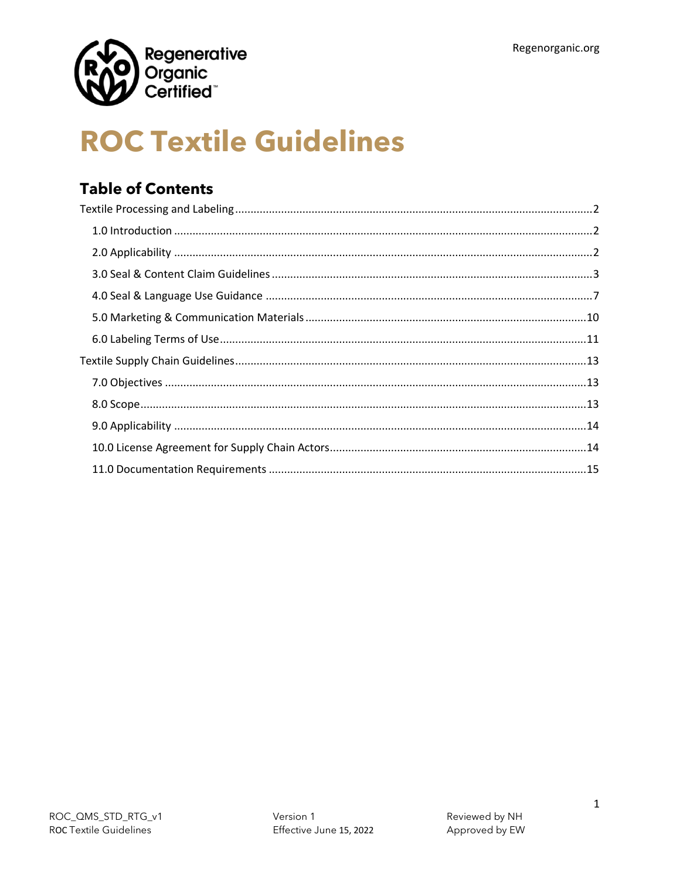Regenerative Organic Certified™

Regenorganic.org

# ROC Textile Guidelines

## Table of Contents

Textile Processing and Labeling ..... 2
- 1.0 Introduction ..... 2
- 2.0 Applicability ..... 2
- 3.0 Seal & Content Claim Guidelines ..... 3
- 4.0 Seal & Language Use Guidance ..... 7
- 5.0 Marketing & Communication Materials ..... 10
- 6.0 Labeling Terms of Use ..... 11

Textile Supply Chain Guidelines ..... 13
- 7.0 Objectives ..... 13
- 8.0 Scope ..... 13
- 9.0 Applicability ..... 14
- 10.0 License Agreement for Supply Chain Actors ..... 14
- 11.0 Documentation Requirements ..... 15

ROC_QMS_STD_RTG_v1
ROC Textile Guidelines

Version 1
Effective June 15, 2022

Reviewed by NH
Approved by EW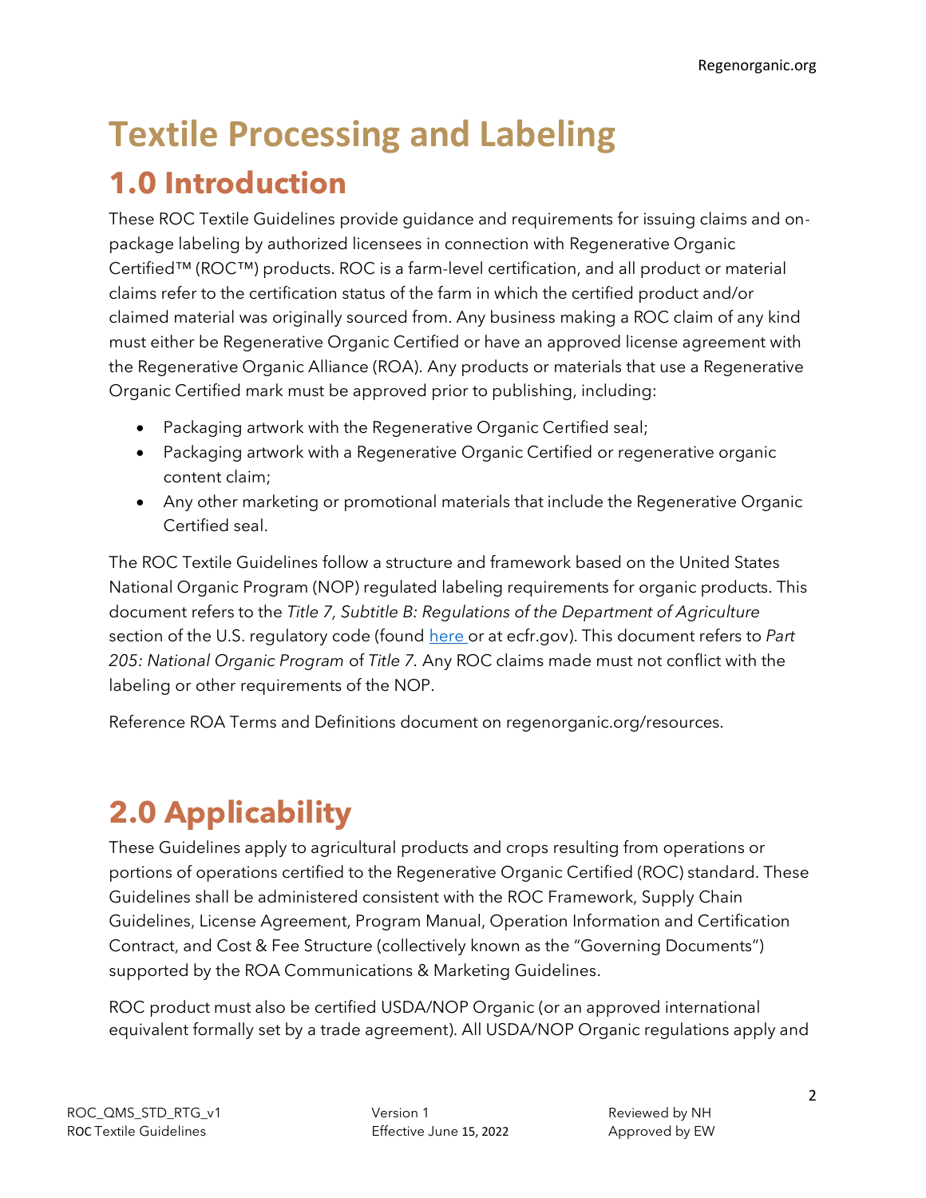# Textile Processing and Labeling

## 1.0 Introduction

These ROC Textile Guidelines provide guidance and requirements for issuing claims and on-package labeling by authorized licensees in connection with Regenerative Organic Certified™ (ROC™) products. ROC is a farm-level certification, and all product or material claims refer to the certification status of the farm in which the certified product and/or claimed material was originally sourced from. Any business making a ROC claim of any kind must either be Regenerative Organic Certified or have an approved license agreement with the Regenerative Organic Alliance (ROA). Any products or materials that use a Regenerative Organic Certified mark must be approved prior to publishing, including:

- Packaging artwork with the Regenerative Organic Certified seal;
- Packaging artwork with a Regenerative Organic Certified or regenerative organic content claim;
- Any other marketing or promotional materials that include the Regenerative Organic Certified seal.

The ROC Textile Guidelines follow a structure and framework based on the United States National Organic Program (NOP) regulated labeling requirements for organic products. This document refers to the *Title 7, Subtitle B: Regulations of the Department of Agriculture* section of the U.S. regulatory code (found here or at ecfr.gov). This document refers to *Part 205: National Organic Program* of *Title 7*. Any ROC claims made must not conflict with the labeling or other requirements of the NOP.

Reference ROA Terms and Definitions document on regenorganic.org/resources.

## 2.0 Applicability

These Guidelines apply to agricultural products and crops resulting from operations or portions of operations certified to the Regenerative Organic Certified (ROC) standard. These Guidelines shall be administered consistent with the ROC Framework, Supply Chain Guidelines, License Agreement, Program Manual, Operation Information and Certification Contract, and Cost & Fee Structure (collectively known as the "Governing Documents") supported by the ROA Communications & Marketing Guidelines.

ROC product must also be certified USDA/NOP Organic (or an approved international equivalent formally set by a trade agreement). All USDA/NOP Organic regulations apply and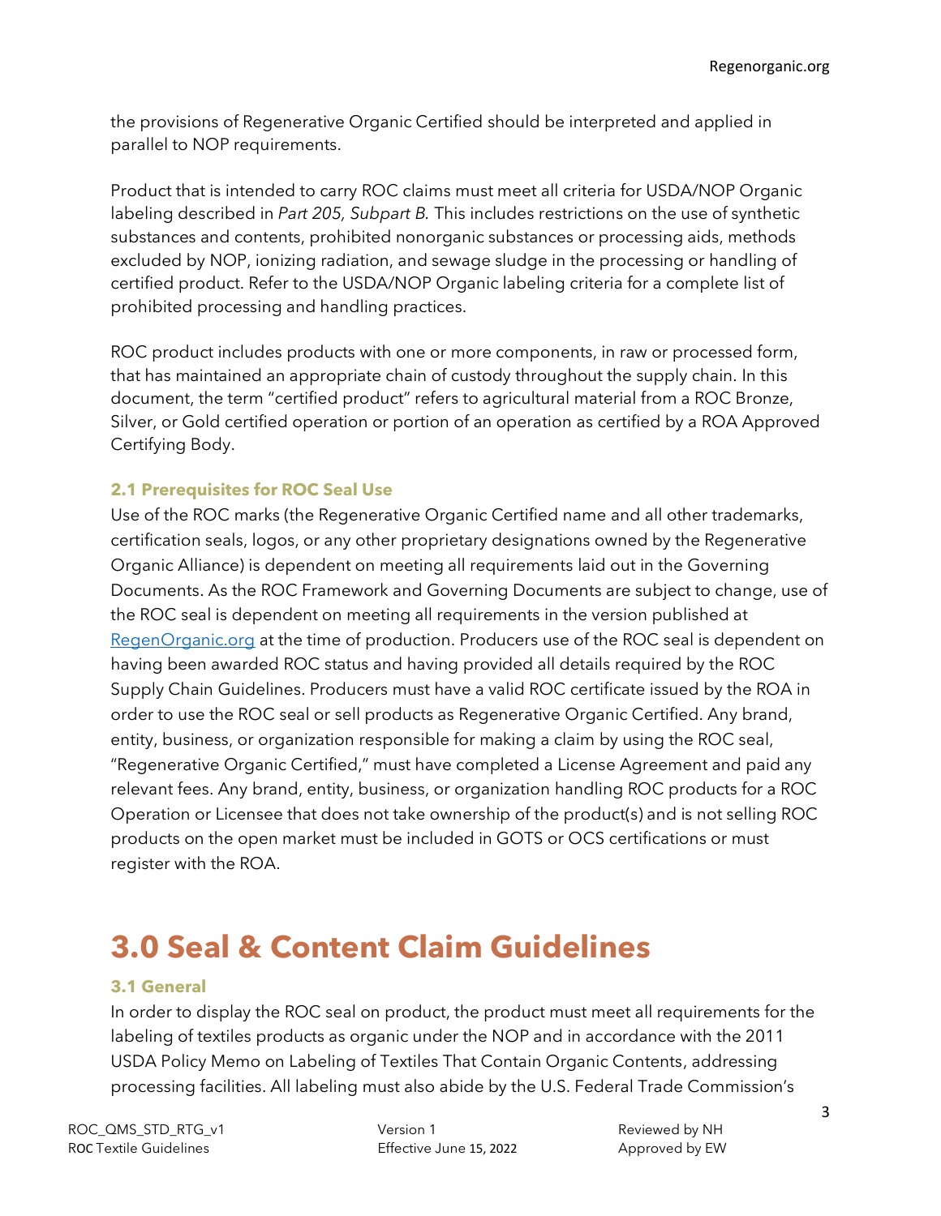the provisions of Regenerative Organic Certified should be interpreted and applied in parallel to NOP requirements.

Product that is intended to carry ROC claims must meet all criteria for USDA/NOP Organic labeling described in *Part 205, Subpart B.* This includes restrictions on the use of synthetic substances and contents, prohibited nonorganic substances or processing aids, methods excluded by NOP, ionizing radiation, and sewage sludge in the processing or handling of certified product. Refer to the USDA/NOP Organic labeling criteria for a complete list of prohibited processing and handling practices.

ROC product includes products with one or more components, in raw or processed form, that has maintained an appropriate chain of custody throughout the supply chain. In this document, the term "certified product" refers to agricultural material from a ROC Bronze, Silver, or Gold certified operation or portion of an operation as certified by a ROA Approved Certifying Body.

### 2.1 Prerequisites for ROC Seal Use

Use of the ROC marks (the Regenerative Organic Certified name and all other trademarks, certification seals, logos, or any other proprietary designations owned by the Regenerative Organic Alliance) is dependent on meeting all requirements laid out in the Governing Documents. As the ROC Framework and Governing Documents are subject to change, use of the ROC seal is dependent on meeting all requirements in the version published at [RegenOrganic.org](https://RegenOrganic.org) at the time of production. Producers use of the ROC seal is dependent on having been awarded ROC status and having provided all details required by the ROC Supply Chain Guidelines. Producers must have a valid ROC certificate issued by the ROA in order to use the ROC seal or sell products as Regenerative Organic Certified. Any brand, entity, business, or organization responsible for making a claim by using the ROC seal, "Regenerative Organic Certified," must have completed a License Agreement and paid any relevant fees. Any brand, entity, business, or organization handling ROC products for a ROC Operation or Licensee that does not take ownership of the product(s) and is not selling ROC products on the open market must be included in GOTS or OCS certifications or must register with the ROA.

# 3.0 Seal & Content Claim Guidelines

### 3.1 General

In order to display the ROC seal on product, the product must meet all requirements for the labeling of textiles products as organic under the NOP and in accordance with the 2011 USDA Policy Memo on Labeling of Textiles That Contain Organic Contents, addressing processing facilities. All labeling must also abide by the U.S. Federal Trade Commission's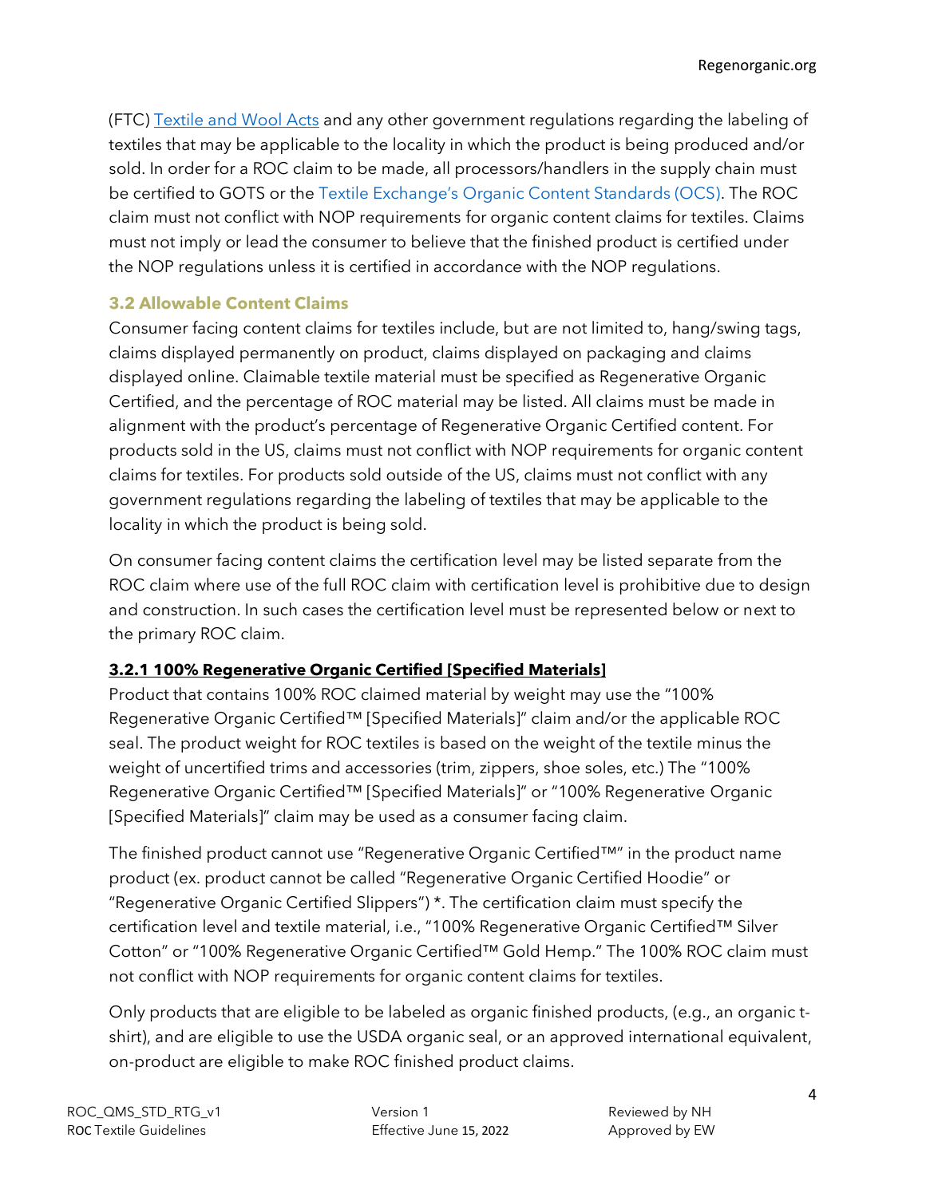(FTC) [Textile and Wool Acts] and any other government regulations regarding the labeling of textiles that may be applicable to the locality in which the product is being produced and/or sold. In order for a ROC claim to be made, all processors/handlers in the supply chain must be certified to GOTS or the Textile Exchange's Organic Content Standards (OCS). The ROC claim must not conflict with NOP requirements for organic content claims for textiles. Claims must not imply or lead the consumer to believe that the finished product is certified under the NOP regulations unless it is certified in accordance with the NOP regulations.

### 3.2 Allowable Content Claims

Consumer facing content claims for textiles include, but are not limited to, hang/swing tags, claims displayed permanently on product, claims displayed on packaging and claims displayed online. Claimable textile material must be specified as Regenerative Organic Certified, and the percentage of ROC material may be listed. All claims must be made in alignment with the product's percentage of Regenerative Organic Certified content. For products sold in the US, claims must not conflict with NOP requirements for organic content claims for textiles. For products sold outside of the US, claims must not conflict with any government regulations regarding the labeling of textiles that may be applicable to the locality in which the product is being sold.

On consumer facing content claims the certification level may be listed separate from the ROC claim where use of the full ROC claim with certification level is prohibitive due to design and construction. In such cases the certification level must be represented below or next to the primary ROC claim.

#### **3.2.1 100% Regenerative Organic Certified [Specified Materials]**

Product that contains 100% ROC claimed material by weight may use the "100% Regenerative Organic Certified™ [Specified Materials]" claim and/or the applicable ROC seal. The product weight for ROC textiles is based on the weight of the textile minus the weight of uncertified trims and accessories (trim, zippers, shoe soles, etc.) The "100% Regenerative Organic Certified™ [Specified Materials]" or "100% Regenerative Organic [Specified Materials]" claim may be used as a consumer facing claim.

The finished product cannot use "Regenerative Organic Certified™" in the product name product (ex. product cannot be called "Regenerative Organic Certified Hoodie" or "Regenerative Organic Certified Slippers") *. The certification claim must specify the certification level and textile material, i.e., "100% Regenerative Organic Certified™ Silver Cotton" or "100% Regenerative Organic Certified™ Gold Hemp." The 100% ROC claim must not conflict with NOP requirements for organic content claims for textiles.

Only products that are eligible to be labeled as organic finished products, (e.g., an organic t-shirt), and are eligible to use the USDA organic seal, or an approved international equivalent, on-product are eligible to make ROC finished product claims.

ROC_QMS_STD_RTG_v1 | Version 1 | Reviewed by NH
ROC Textile Guidelines | Effective June 15, 2022 | Approved by EW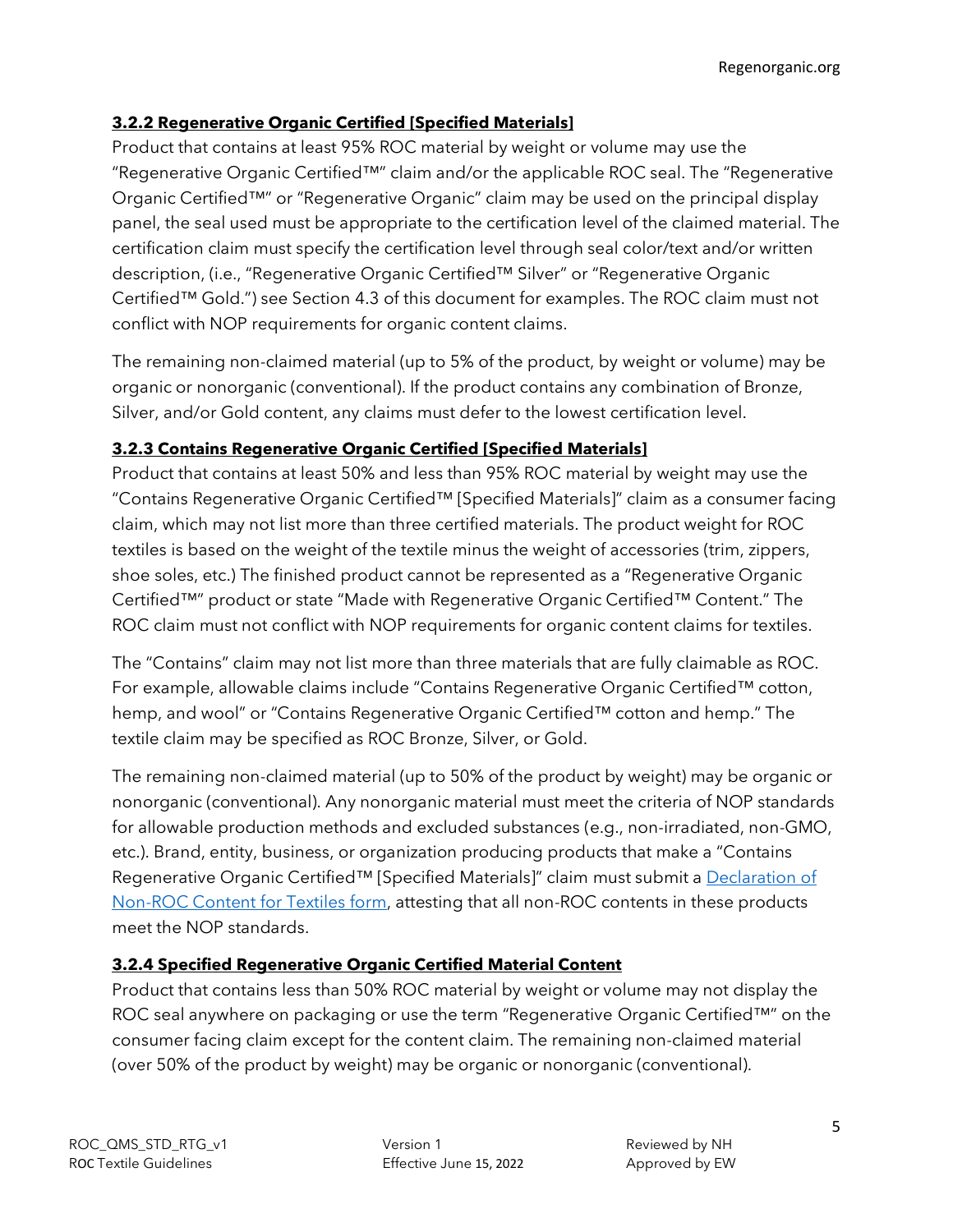### 3.2.2 Regenerative Organic Certified [Specified Materials]

Product that contains at least 95% ROC material by weight or volume may use the "Regenerative Organic Certified™" claim and/or the applicable ROC seal. The "Regenerative Organic Certified™" or "Regenerative Organic" claim may be used on the principal display panel, the seal used must be appropriate to the certification level of the claimed material. The certification claim must specify the certification level through seal color/text and/or written description, (i.e., "Regenerative Organic Certified™ Silver" or "Regenerative Organic Certified™ Gold.") see Section 4.3 of this document for examples. The ROC claim must not conflict with NOP requirements for organic content claims.

The remaining non-claimed material (up to 5% of the product, by weight or volume) may be organic or nonorganic (conventional). If the product contains any combination of Bronze, Silver, and/or Gold content, any claims must defer to the lowest certification level.

### 3.2.3 Contains Regenerative Organic Certified [Specified Materials]

Product that contains at least 50% and less than 95% ROC material by weight may use the "Contains Regenerative Organic Certified™ [Specified Materials]" claim as a consumer facing claim, which may not list more than three certified materials. The product weight for ROC textiles is based on the weight of the textile minus the weight of accessories (trim, zippers, shoe soles, etc.) The finished product cannot be represented as a "Regenerative Organic Certified™" product or state "Made with Regenerative Organic Certified™ Content." The ROC claim must not conflict with NOP requirements for organic content claims for textiles.

The "Contains" claim may not list more than three materials that are fully claimable as ROC. For example, allowable claims include "Contains Regenerative Organic Certified™ cotton, hemp, and wool" or "Contains Regenerative Organic Certified™ cotton and hemp." The textile claim may be specified as ROC Bronze, Silver, or Gold.

The remaining non-claimed material (up to 50% of the product by weight) may be organic or nonorganic (conventional). Any nonorganic material must meet the criteria of NOP standards for allowable production methods and excluded substances (e.g., non-irradiated, non-GMO, etc.). Brand, entity, business, or organization producing products that make a "Contains Regenerative Organic Certified™ [Specified Materials]" claim must submit a Declaration of Non-ROC Content for Textiles form, attesting that all non-ROC contents in these products meet the NOP standards.

### 3.2.4 Specified Regenerative Organic Certified Material Content

Product that contains less than 50% ROC material by weight or volume may not display the ROC seal anywhere on packaging or use the term "Regenerative Organic Certified™" on the consumer facing claim except for the content claim. The remaining non-claimed material (over 50% of the product by weight) may be organic or nonorganic (conventional).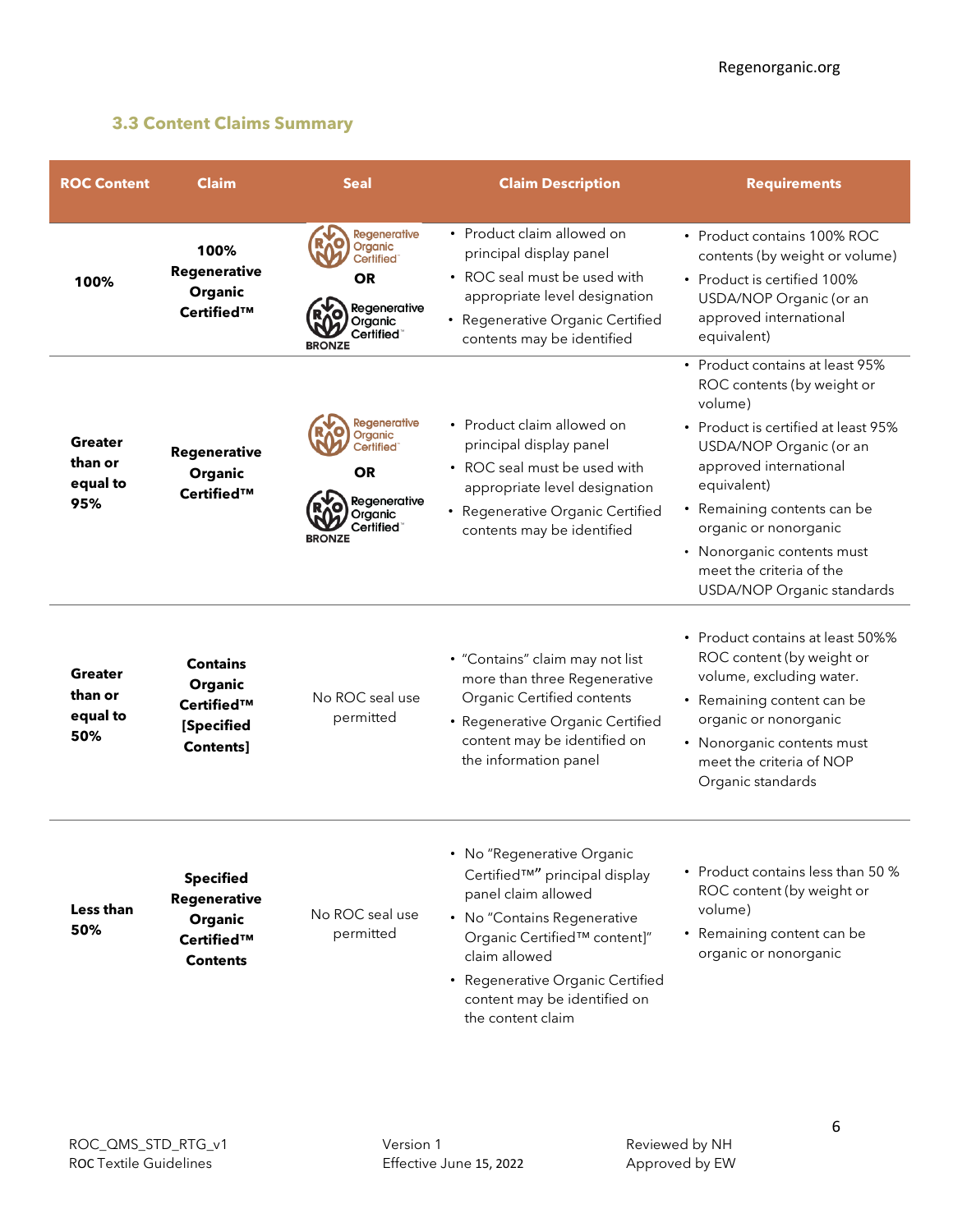### 3.3 Content Claims Summary

| ROC Content | Claim | Seal | Claim Description | Requirements |
|---|---|---|---|---|
| 100% | 100% Regenerative Organic Certified™ | Regenerative Organic Certified OR Regenerative Organic Certified BRONZE | • Product claim allowed on principal display panel<br>• ROC seal must be used with appropriate level designation<br>• Regenerative Organic Certified contents may be identified | • Product contains 100% ROC contents (by weight or volume)<br>• Product is certified 100% USDA/NOP Organic (or an approved international equivalent) |
| Greater than or equal to 95% | Regenerative Organic Certified™ | Regenerative Organic Certified OR Regenerative Organic Certified BRONZE | • Product claim allowed on principal display panel<br>• ROC seal must be used with appropriate level designation<br>• Regenerative Organic Certified contents may be identified | • Product contains at least 95% ROC contents (by weight or volume)<br>• Product is certified at least 95% USDA/NOP Organic (or an approved international equivalent)<br>• Remaining contents can be organic or nonorganic<br>• Nonorganic contents must meet the criteria of the USDA/NOP Organic standards |
| Greater than or equal to 50% | Contains Organic Certified™ [Specified Contents] | No ROC seal use permitted | • "Contains" claim may not list more than three Regenerative Organic Certified contents<br>• Regenerative Organic Certified content may be identified on the information panel | • Product contains at least 50%% ROC content (by weight or volume, excluding water.<br>• Remaining content can be organic or nonorganic<br>• Nonorganic contents must meet the criteria of NOP Organic standards |
| Less than 50% | Specified Regenerative Organic Certified™ Contents | No ROC seal use permitted | • No "Regenerative Organic Certified™" principal display panel claim allowed<br>• No "Contains Regenerative Organic Certified™ content]" claim allowed<br>• Regenerative Organic Certified content may be identified on the content claim | • Product contains less than 50 % ROC content (by weight or volume)<br>• Remaining content can be organic or nonorganic |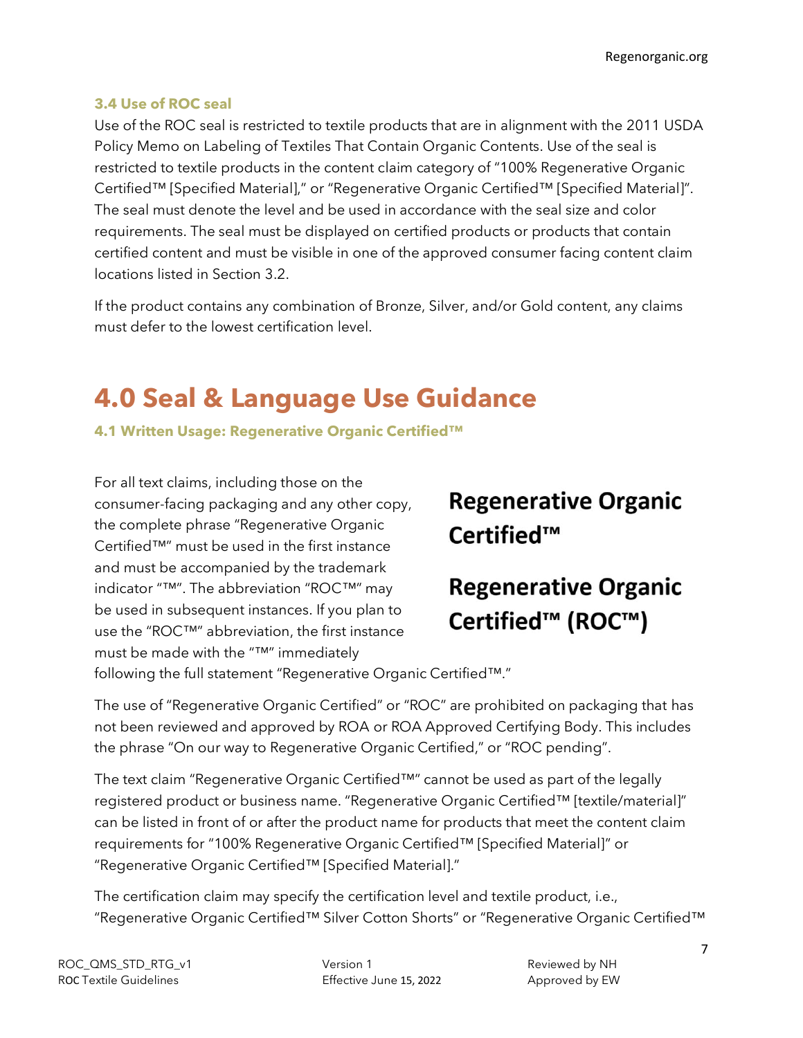### 3.4 Use of ROC seal

Use of the ROC seal is restricted to textile products that are in alignment with the 2011 USDA Policy Memo on Labeling of Textiles That Contain Organic Contents. Use of the seal is restricted to textile products in the content claim category of "100% Regenerative Organic Certified™ [Specified Material]," or "Regenerative Organic Certified™ [Specified Material]". The seal must denote the level and be used in accordance with the seal size and color requirements. The seal must be displayed on certified products or products that contain certified content and must be visible in one of the approved consumer facing content claim locations listed in Section 3.2.

If the product contains any combination of Bronze, Silver, and/or Gold content, any claims must defer to the lowest certification level.

# 4.0 Seal & Language Use Guidance

### 4.1 Written Usage: Regenerative Organic Certified™

For all text claims, including those on the consumer-facing packaging and any other copy, the complete phrase "Regenerative Organic Certified™" must be used in the first instance and must be accompanied by the trademark indicator "™". The abbreviation "ROC™" may be used in subsequent instances. If you plan to use the "ROC™" abbreviation, the first instance must be made with the "™" immediately following the full statement "Regenerative Organic Certified™."

**Regenerative Organic Certified™**

**Regenerative Organic Certified™ (ROC™)**

The use of "Regenerative Organic Certified" or "ROC" are prohibited on packaging that has not been reviewed and approved by ROA or ROA Approved Certifying Body. This includes the phrase "On our way to Regenerative Organic Certified," or "ROC pending".

The text claim "Regenerative Organic Certified™" cannot be used as part of the legally registered product or business name. "Regenerative Organic Certified™ [textile/material]" can be listed in front of or after the product name for products that meet the content claim requirements for "100% Regenerative Organic Certified™ [Specified Material]" or "Regenerative Organic Certified™ [Specified Material]."

The certification claim may specify the certification level and textile product, i.e., "Regenerative Organic Certified™ Silver Cotton Shorts" or "Regenerative Organic Certified™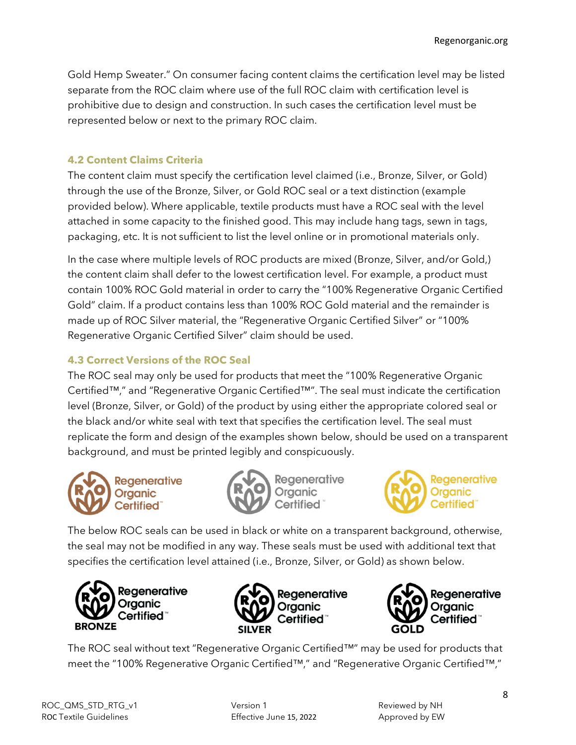Gold Hemp Sweater." On consumer facing content claims the certification level may be listed separate from the ROC claim where use of the full ROC claim with certification level is prohibitive due to design and construction. In such cases the certification level must be represented below or next to the primary ROC claim.

### 4.2 Content Claims Criteria

The content claim must specify the certification level claimed (i.e., Bronze, Silver, or Gold) through the use of the Bronze, Silver, or Gold ROC seal or a text distinction (example provided below). Where applicable, textile products must have a ROC seal with the level attached in some capacity to the finished good. This may include hang tags, sewn in tags, packaging, etc. It is not sufficient to list the level online or in promotional materials only.

In the case where multiple levels of ROC products are mixed (Bronze, Silver, and/or Gold,) the content claim shall defer to the lowest certification level. For example, a product must contain 100% ROC Gold material in order to carry the "100% Regenerative Organic Certified Gold" claim. If a product contains less than 100% ROC Gold material and the remainder is made up of ROC Silver material, the "Regenerative Organic Certified Silver" or "100% Regenerative Organic Certified Silver" claim should be used.

### 4.3 Correct Versions of the ROC Seal

The ROC seal may only be used for products that meet the "100% Regenerative Organic Certified™," and "Regenerative Organic Certified™". The seal must indicate the certification level (Bronze, Silver, or Gold) of the product by using either the appropriate colored seal or the black and/or white seal with text that specifies the certification level. The seal must replicate the form and design of the examples shown below, should be used on a transparent background, and must be printed legibly and conspicuously.

Regenerative Organic Certified™ Regenerative Organic Certified™ Regenerative Organic Certified™

The below ROC seals can be used in black or white on a transparent background, otherwise, the seal may not be modified in any way. These seals must be used with additional text that specifies the certification level attained (i.e., Bronze, Silver, or Gold) as shown below.

Regenerative Organic Certified™ BRONZE Regenerative Organic Certified™ SILVER Regenerative Organic Certified™ GOLD

The ROC seal without text "Regenerative Organic Certified™" may be used for products that meet the "100% Regenerative Organic Certified™," and "Regenerative Organic Certified™,"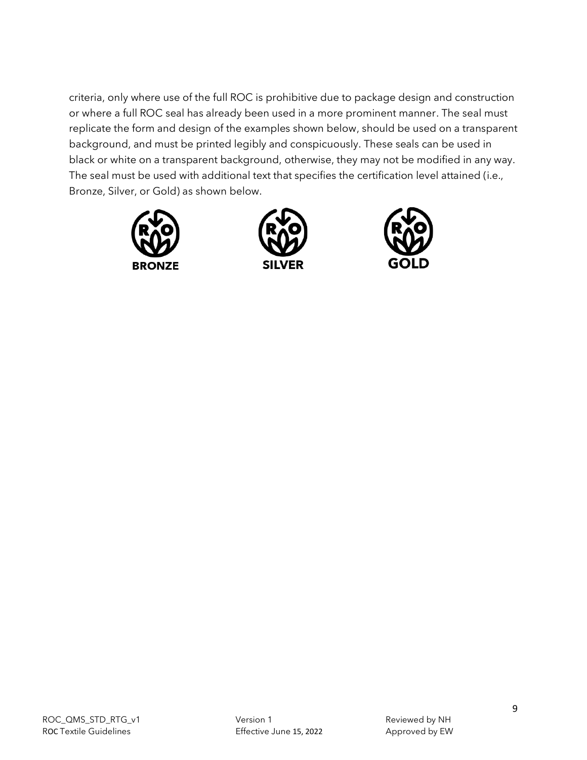criteria, only where use of the full ROC is prohibitive due to package design and construction or where a full ROC seal has already been used in a more prominent manner. The seal must replicate the form and design of the examples shown below, should be used on a transparent background, and must be printed legibly and conspicuously. These seals can be used in black or white on a transparent background, otherwise, they may not be modified in any way. The seal must be used with additional text that specifies the certification level attained (i.e., Bronze, Silver, or Gold) as shown below.

BRONZE    SILVER    GOLD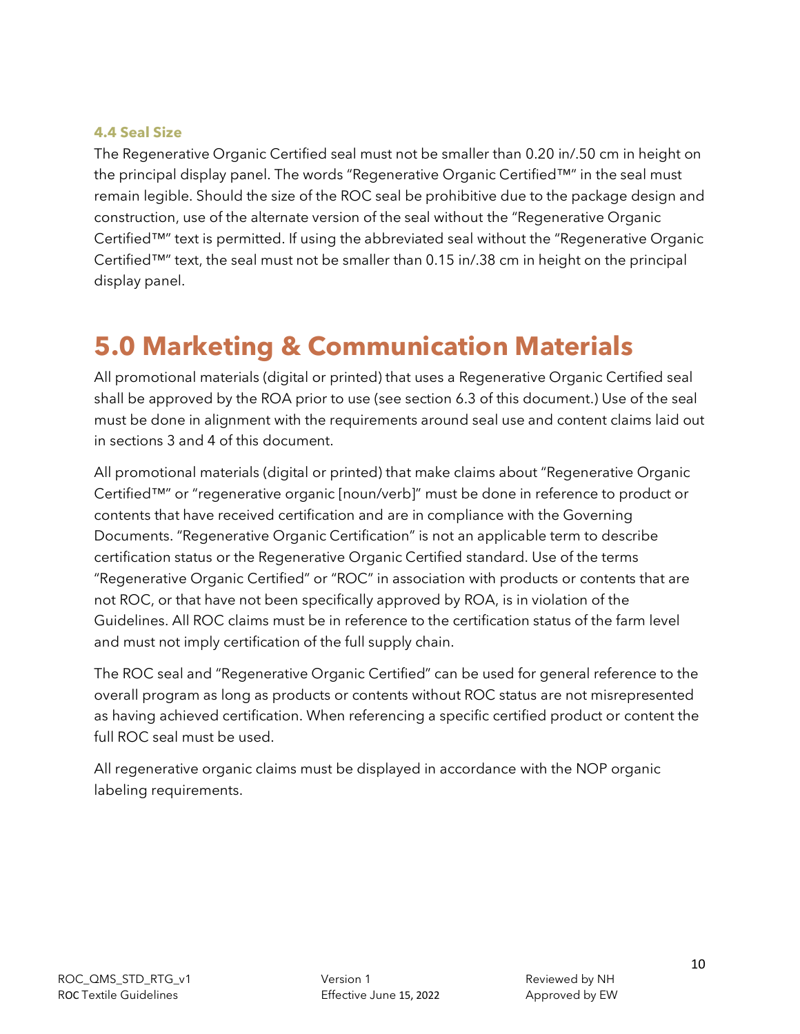### 4.4 Seal Size

The Regenerative Organic Certified seal must not be smaller than 0.20 in/.50 cm in height on the principal display panel. The words "Regenerative Organic Certified™" in the seal must remain legible. Should the size of the ROC seal be prohibitive due to the package design and construction, use of the alternate version of the seal without the "Regenerative Organic Certified™" text is permitted. If using the abbreviated seal without the "Regenerative Organic Certified™" text, the seal must not be smaller than 0.15 in/.38 cm in height on the principal display panel.

# 5.0 Marketing & Communication Materials

All promotional materials (digital or printed) that uses a Regenerative Organic Certified seal shall be approved by the ROA prior to use (see section 6.3 of this document.) Use of the seal must be done in alignment with the requirements around seal use and content claims laid out in sections 3 and 4 of this document.

All promotional materials (digital or printed) that make claims about "Regenerative Organic Certified™" or "regenerative organic [noun/verb]" must be done in reference to product or contents that have received certification and are in compliance with the Governing Documents. "Regenerative Organic Certification" is not an applicable term to describe certification status or the Regenerative Organic Certified standard. Use of the terms "Regenerative Organic Certified" or "ROC" in association with products or contents that are not ROC, or that have not been specifically approved by ROA, is in violation of the Guidelines. All ROC claims must be in reference to the certification status of the farm level and must not imply certification of the full supply chain.

The ROC seal and "Regenerative Organic Certified" can be used for general reference to the overall program as long as products or contents without ROC status are not misrepresented as having achieved certification. When referencing a specific certified product or content the full ROC seal must be used.

All regenerative organic claims must be displayed in accordance with the NOP organic labeling requirements.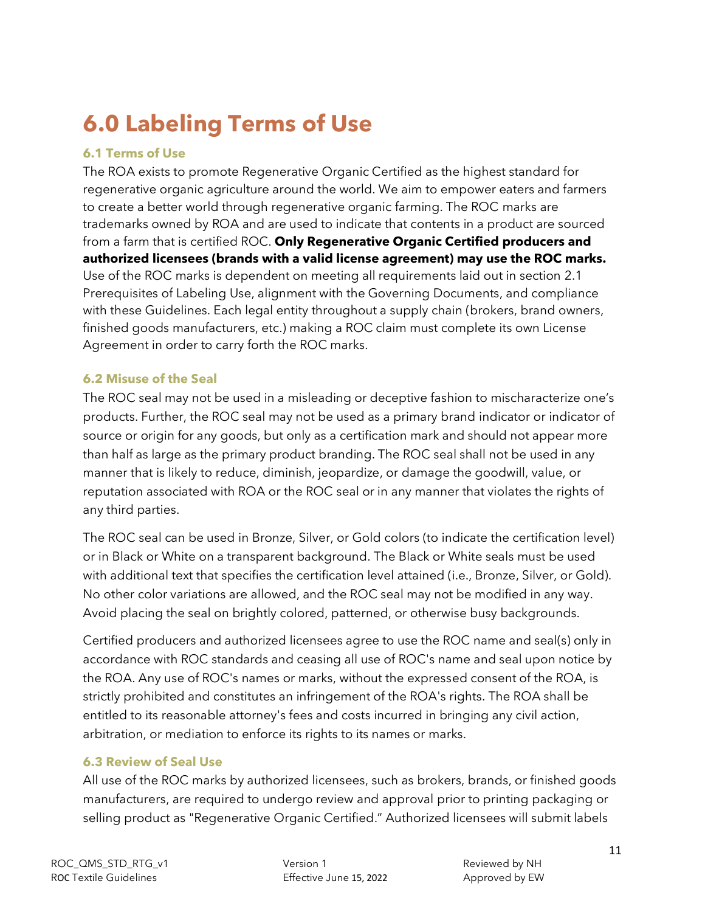# 6.0 Labeling Terms of Use

### 6.1 Terms of Use

The ROA exists to promote Regenerative Organic Certified as the highest standard for regenerative organic agriculture around the world. We aim to empower eaters and farmers to create a better world through regenerative organic farming. The ROC marks are trademarks owned by ROA and are used to indicate that contents in a product are sourced from a farm that is certified ROC. **Only Regenerative Organic Certified producers and authorized licensees (brands with a valid license agreement) may use the ROC marks.** Use of the ROC marks is dependent on meeting all requirements laid out in section 2.1 Prerequisites of Labeling Use, alignment with the Governing Documents, and compliance with these Guidelines. Each legal entity throughout a supply chain (brokers, brand owners, finished goods manufacturers, etc.) making a ROC claim must complete its own License Agreement in order to carry forth the ROC marks.

### 6.2 Misuse of the Seal

The ROC seal may not be used in a misleading or deceptive fashion to mischaracterize one's products. Further, the ROC seal may not be used as a primary brand indicator or indicator of source or origin for any goods, but only as a certification mark and should not appear more than half as large as the primary product branding. The ROC seal shall not be used in any manner that is likely to reduce, diminish, jeopardize, or damage the goodwill, value, or reputation associated with ROA or the ROC seal or in any manner that violates the rights of any third parties.

The ROC seal can be used in Bronze, Silver, or Gold colors (to indicate the certification level) or in Black or White on a transparent background. The Black or White seals must be used with additional text that specifies the certification level attained (i.e., Bronze, Silver, or Gold). No other color variations are allowed, and the ROC seal may not be modified in any way. Avoid placing the seal on brightly colored, patterned, or otherwise busy backgrounds.

Certified producers and authorized licensees agree to use the ROC name and seal(s) only in accordance with ROC standards and ceasing all use of ROC's name and seal upon notice by the ROA. Any use of ROC's names or marks, without the expressed consent of the ROA, is strictly prohibited and constitutes an infringement of the ROA's rights. The ROA shall be entitled to its reasonable attorney's fees and costs incurred in bringing any civil action, arbitration, or mediation to enforce its rights to its names or marks.

### 6.3 Review of Seal Use

All use of the ROC marks by authorized licensees, such as brokers, brands, or finished goods manufacturers, are required to undergo review and approval prior to printing packaging or selling product as "Regenerative Organic Certified." Authorized licensees will submit labels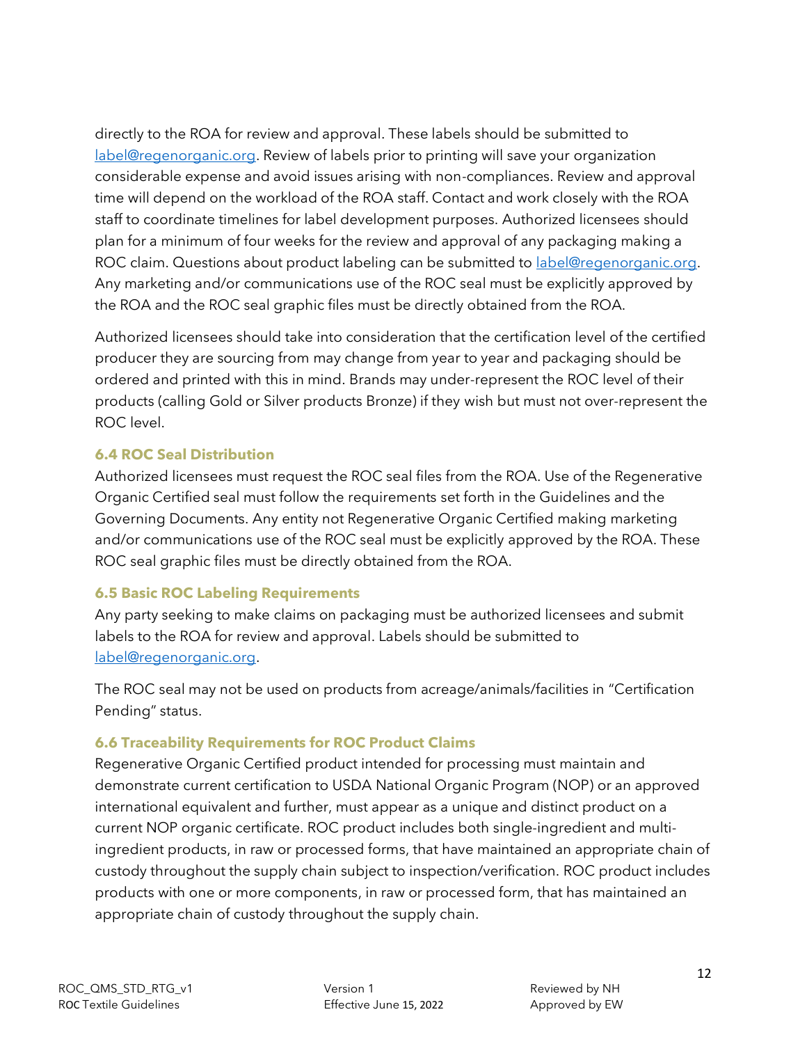directly to the ROA for review and approval. These labels should be submitted to [label@regenorganic.org](mailto:label@regenorganic.org). Review of labels prior to printing will save your organization considerable expense and avoid issues arising with non-compliances. Review and approval time will depend on the workload of the ROA staff. Contact and work closely with the ROA staff to coordinate timelines for label development purposes. Authorized licensees should plan for a minimum of four weeks for the review and approval of any packaging making a ROC claim. Questions about product labeling can be submitted to [label@regenorganic.org](mailto:label@regenorganic.org). Any marketing and/or communications use of the ROC seal must be explicitly approved by the ROA and the ROC seal graphic files must be directly obtained from the ROA.

Authorized licensees should take into consideration that the certification level of the certified producer they are sourcing from may change from year to year and packaging should be ordered and printed with this in mind. Brands may under-represent the ROC level of their products (calling Gold or Silver products Bronze) if they wish but must not over-represent the ROC level.

### 6.4 ROC Seal Distribution

Authorized licensees must request the ROC seal files from the ROA. Use of the Regenerative Organic Certified seal must follow the requirements set forth in the Guidelines and the Governing Documents. Any entity not Regenerative Organic Certified making marketing and/or communications use of the ROC seal must be explicitly approved by the ROA. These ROC seal graphic files must be directly obtained from the ROA.

### 6.5 Basic ROC Labeling Requirements

Any party seeking to make claims on packaging must be authorized licensees and submit labels to the ROA for review and approval. Labels should be submitted to [label@regenorganic.org](mailto:label@regenorganic.org).

The ROC seal may not be used on products from acreage/animals/facilities in "Certification Pending" status.

### 6.6 Traceability Requirements for ROC Product Claims

Regenerative Organic Certified product intended for processing must maintain and demonstrate current certification to USDA National Organic Program (NOP) or an approved international equivalent and further, must appear as a unique and distinct product on a current NOP organic certificate. ROC product includes both single-ingredient and multi-ingredient products, in raw or processed forms, that have maintained an appropriate chain of custody throughout the supply chain subject to inspection/verification. ROC product includes products with one or more components, in raw or processed form, that has maintained an appropriate chain of custody throughout the supply chain.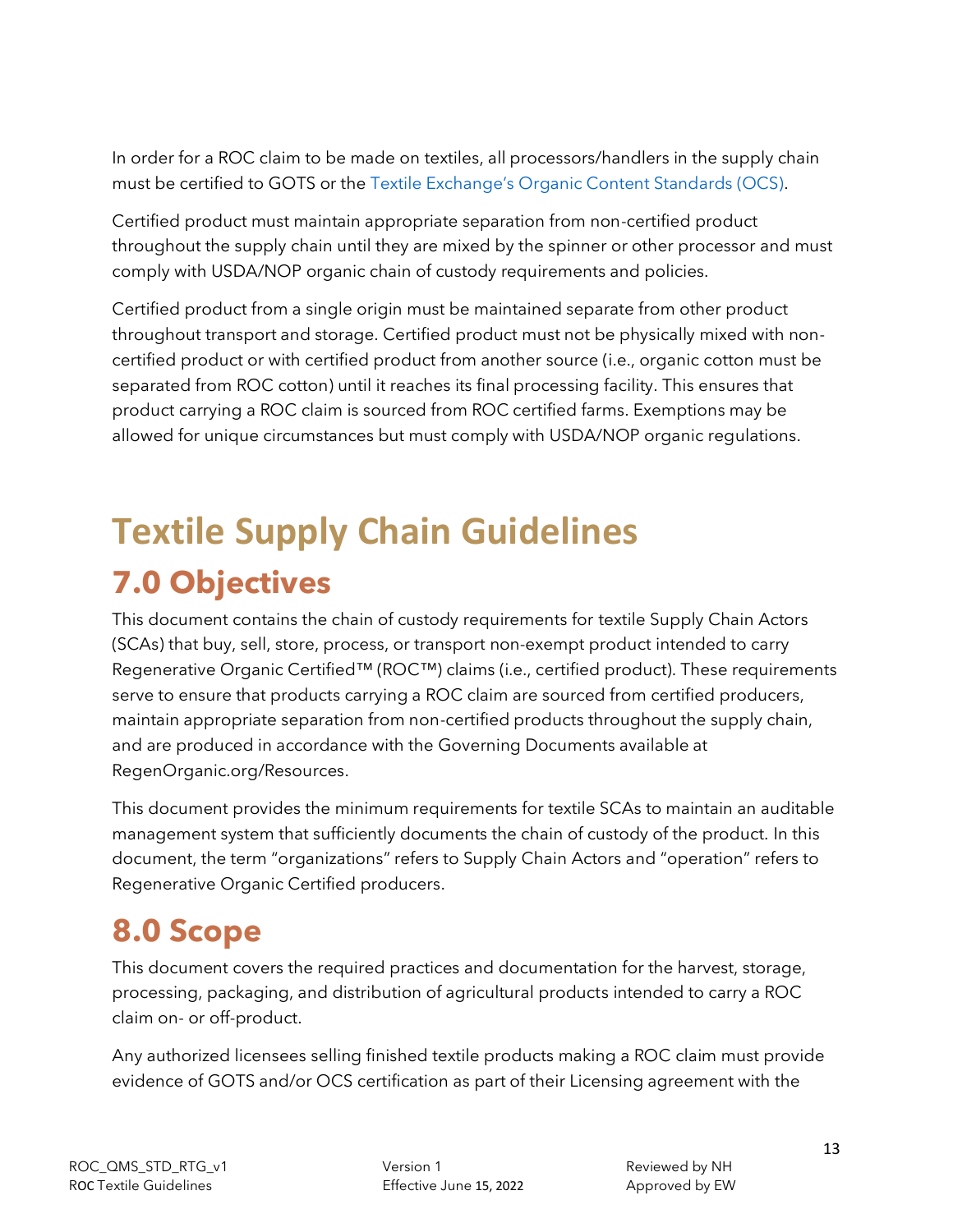In order for a ROC claim to be made on textiles, all processors/handlers in the supply chain must be certified to GOTS or the Textile Exchange's Organic Content Standards (OCS).

Certified product must maintain appropriate separation from non-certified product throughout the supply chain until they are mixed by the spinner or other processor and must comply with USDA/NOP organic chain of custody requirements and policies.

Certified product from a single origin must be maintained separate from other product throughout transport and storage. Certified product must not be physically mixed with non-certified product or with certified product from another source (i.e., organic cotton must be separated from ROC cotton) until it reaches its final processing facility. This ensures that product carrying a ROC claim is sourced from ROC certified farms. Exemptions may be allowed for unique circumstances but must comply with USDA/NOP organic regulations.

# Textile Supply Chain Guidelines

## 7.0 Objectives

This document contains the chain of custody requirements for textile Supply Chain Actors (SCAs) that buy, sell, store, process, or transport non-exempt product intended to carry Regenerative Organic Certified™ (ROC™) claims (i.e., certified product). These requirements serve to ensure that products carrying a ROC claim are sourced from certified producers, maintain appropriate separation from non-certified products throughout the supply chain, and are produced in accordance with the Governing Documents available at RegenOrganic.org/Resources.

This document provides the minimum requirements for textile SCAs to maintain an auditable management system that sufficiently documents the chain of custody of the product. In this document, the term "organizations" refers to Supply Chain Actors and "operation" refers to Regenerative Organic Certified producers.

## 8.0 Scope

This document covers the required practices and documentation for the harvest, storage, processing, packaging, and distribution of agricultural products intended to carry a ROC claim on- or off-product.

Any authorized licensees selling finished textile products making a ROC claim must provide evidence of GOTS and/or OCS certification as part of their Licensing agreement with the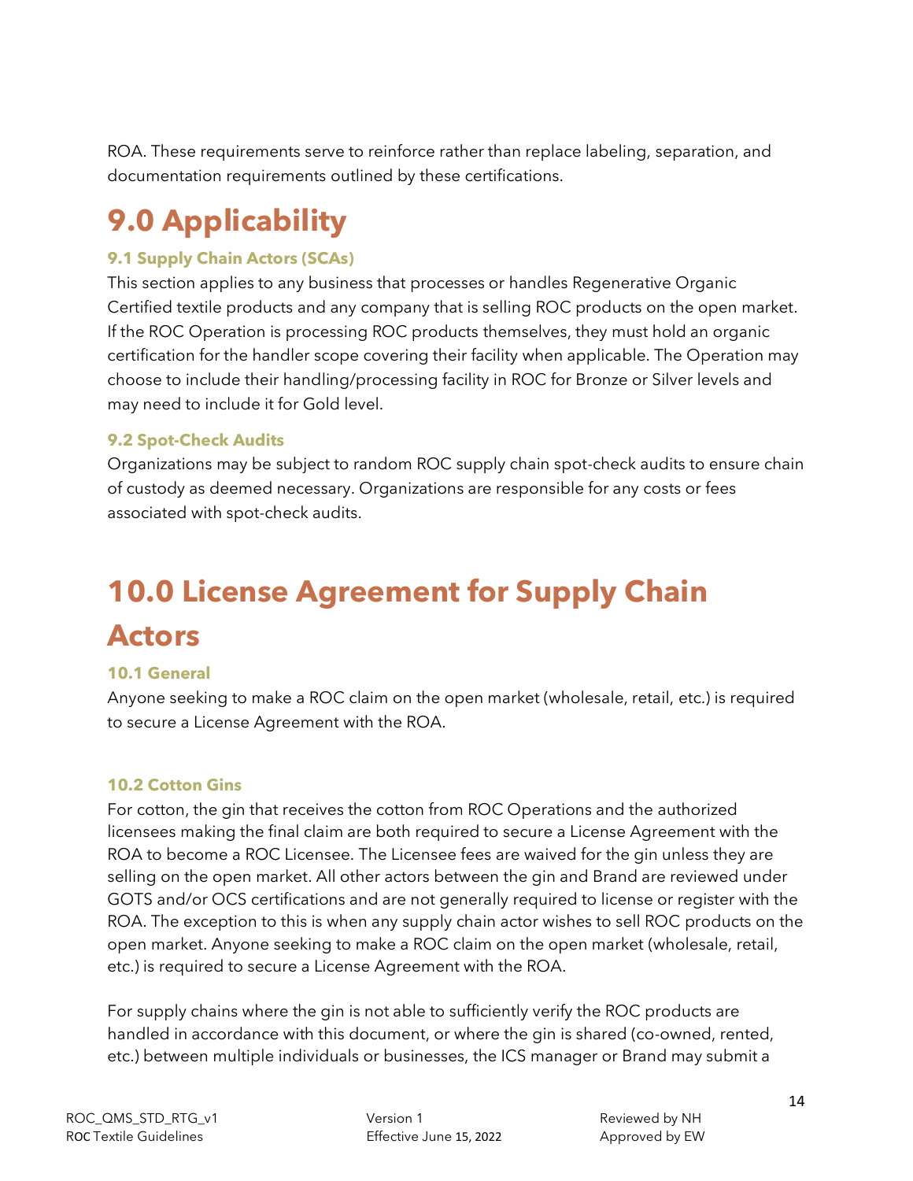ROA. These requirements serve to reinforce rather than replace labeling, separation, and documentation requirements outlined by these certifications.

# 9.0 Applicability

### 9.1 Supply Chain Actors (SCAs)

This section applies to any business that processes or handles Regenerative Organic Certified textile products and any company that is selling ROC products on the open market. If the ROC Operation is processing ROC products themselves, they must hold an organic certification for the handler scope covering their facility when applicable. The Operation may choose to include their handling/processing facility in ROC for Bronze or Silver levels and may need to include it for Gold level.

### 9.2 Spot-Check Audits

Organizations may be subject to random ROC supply chain spot-check audits to ensure chain of custody as deemed necessary. Organizations are responsible for any costs or fees associated with spot-check audits.

# 10.0 License Agreement for Supply Chain Actors

### 10.1 General

Anyone seeking to make a ROC claim on the open market (wholesale, retail, etc.) is required to secure a License Agreement with the ROA.

### 10.2 Cotton Gins

For cotton, the gin that receives the cotton from ROC Operations and the authorized licensees making the final claim are both required to secure a License Agreement with the ROA to become a ROC Licensee. The Licensee fees are waived for the gin unless they are selling on the open market. All other actors between the gin and Brand are reviewed under GOTS and/or OCS certifications and are not generally required to license or register with the ROA. The exception to this is when any supply chain actor wishes to sell ROC products on the open market. Anyone seeking to make a ROC claim on the open market (wholesale, retail, etc.) is required to secure a License Agreement with the ROA.

For supply chains where the gin is not able to sufficiently verify the ROC products are handled in accordance with this document, or where the gin is shared (co-owned, rented, etc.) between multiple individuals or businesses, the ICS manager or Brand may submit a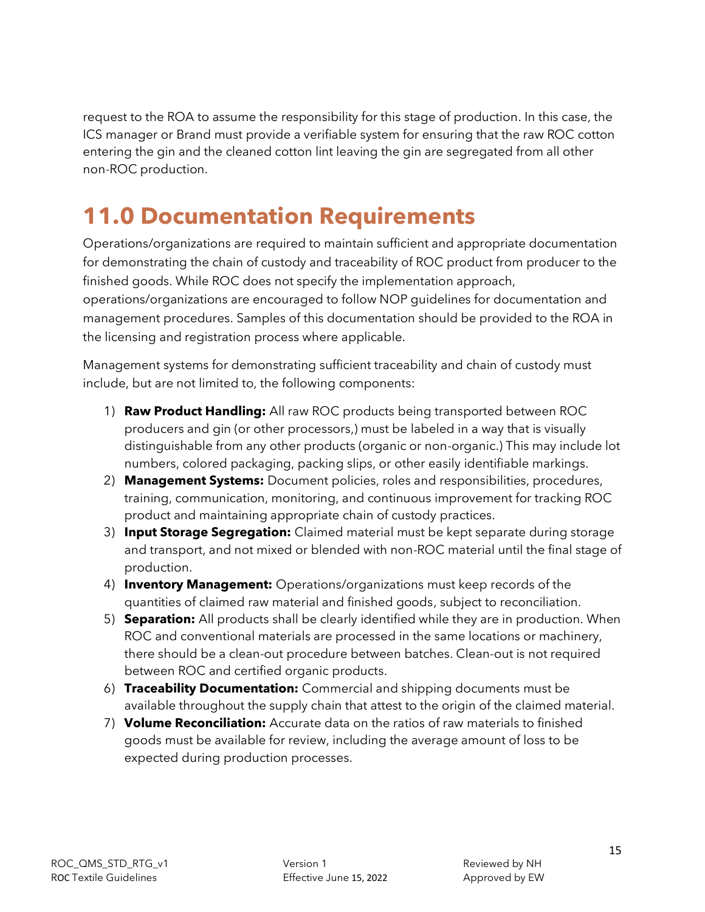request to the ROA to assume the responsibility for this stage of production. In this case, the ICS manager or Brand must provide a verifiable system for ensuring that the raw ROC cotton entering the gin and the cleaned cotton lint leaving the gin are segregated from all other non-ROC production.

# 11.0 Documentation Requirements

Operations/organizations are required to maintain sufficient and appropriate documentation for demonstrating the chain of custody and traceability of ROC product from producer to the finished goods. While ROC does not specify the implementation approach, operations/organizations are encouraged to follow NOP guidelines for documentation and management procedures. Samples of this documentation should be provided to the ROA in the licensing and registration process where applicable.

Management systems for demonstrating sufficient traceability and chain of custody must include, but are not limited to, the following components:

1) **Raw Product Handling:** All raw ROC products being transported between ROC producers and gin (or other processors,) must be labeled in a way that is visually distinguishable from any other products (organic or non-organic.) This may include lot numbers, colored packaging, packing slips, or other easily identifiable markings.
2) **Management Systems:** Document policies, roles and responsibilities, procedures, training, communication, monitoring, and continuous improvement for tracking ROC product and maintaining appropriate chain of custody practices.
3) **Input Storage Segregation:** Claimed material must be kept separate during storage and transport, and not mixed or blended with non-ROC material until the final stage of production.
4) **Inventory Management:** Operations/organizations must keep records of the quantities of claimed raw material and finished goods, subject to reconciliation.
5) **Separation:** All products shall be clearly identified while they are in production. When ROC and conventional materials are processed in the same locations or machinery, there should be a clean-out procedure between batches. Clean-out is not required between ROC and certified organic products.
6) **Traceability Documentation:** Commercial and shipping documents must be available throughout the supply chain that attest to the origin of the claimed material.
7) **Volume Reconciliation:** Accurate data on the ratios of raw materials to finished goods must be available for review, including the average amount of loss to be expected during production processes.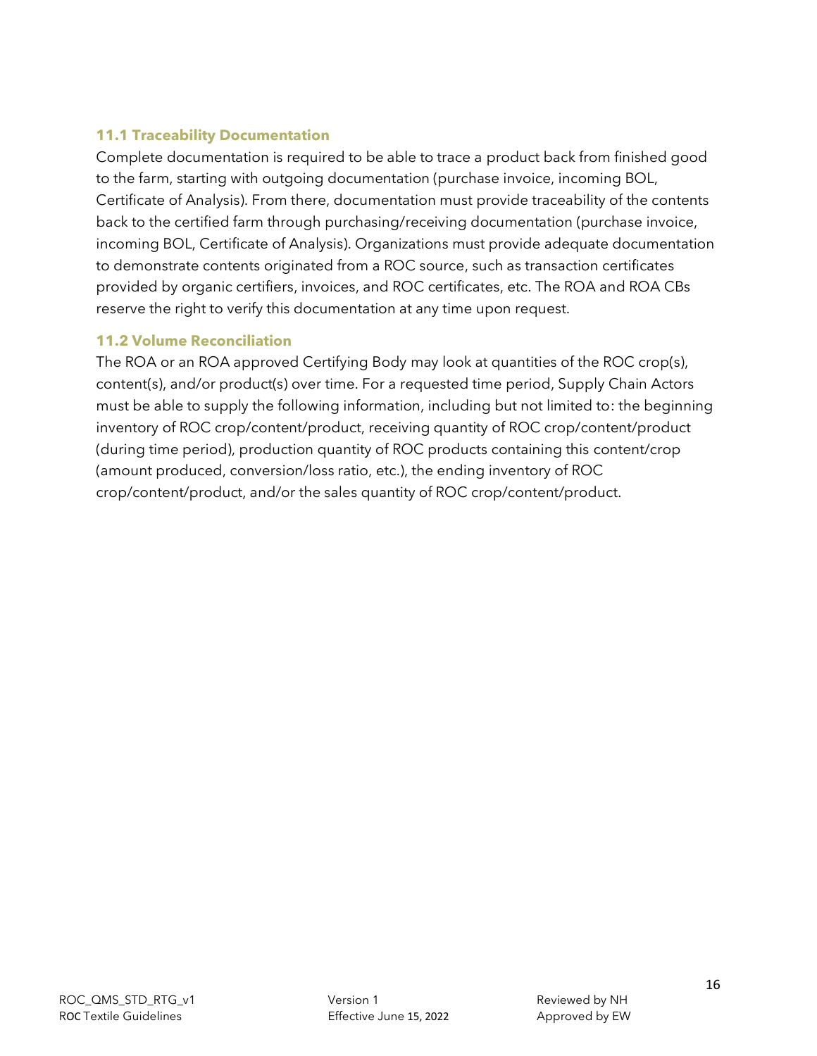### 11.1 Traceability Documentation

Complete documentation is required to be able to trace a product back from finished good to the farm, starting with outgoing documentation (purchase invoice, incoming BOL, Certificate of Analysis). From there, documentation must provide traceability of the contents back to the certified farm through purchasing/receiving documentation (purchase invoice, incoming BOL, Certificate of Analysis). Organizations must provide adequate documentation to demonstrate contents originated from a ROC source, such as transaction certificates provided by organic certifiers, invoices, and ROC certificates, etc. The ROA and ROA CBs reserve the right to verify this documentation at any time upon request.

### 11.2 Volume Reconciliation

The ROA or an ROA approved Certifying Body may look at quantities of the ROC crop(s), content(s), and/or product(s) over time. For a requested time period, Supply Chain Actors must be able to supply the following information, including but not limited to: the beginning inventory of ROC crop/content/product, receiving quantity of ROC crop/content/product (during time period), production quantity of ROC products containing this content/crop (amount produced, conversion/loss ratio, etc.), the ending inventory of ROC crop/content/product, and/or the sales quantity of ROC crop/content/product.